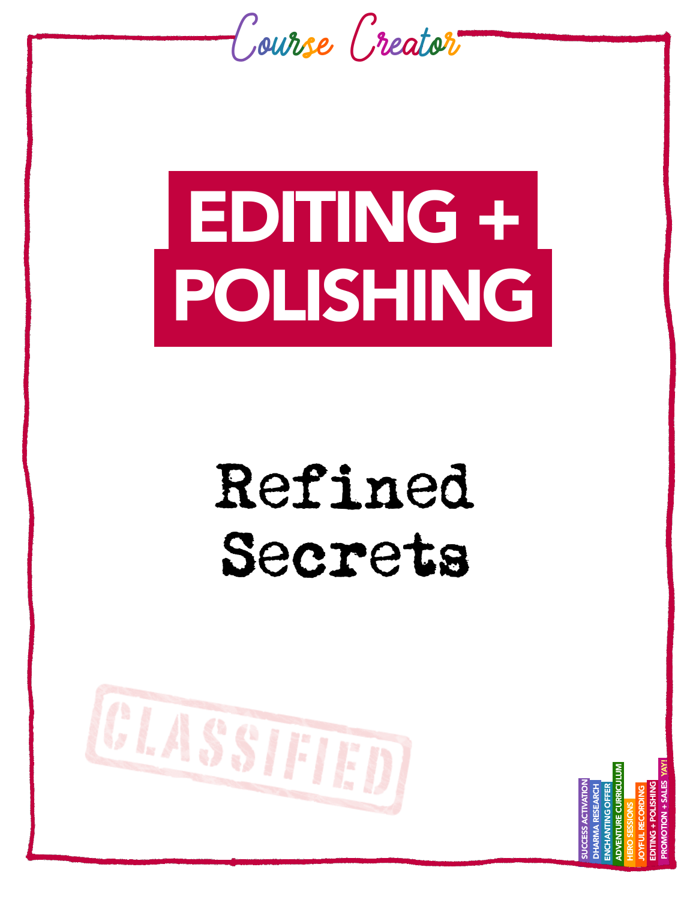Course Creator

# EDITING + POLISHING

## Refined Secrets

CLASSIFIED

SUCCESS ACTIVATION
DHARMA RESEARCH
ENCHANTING OFFER
ADVENTURE CURRICULUM
HERO SESSIONS
JOYFUL RECORDING
EDITING + POLISHING
PROMOTION + SALES
YAY!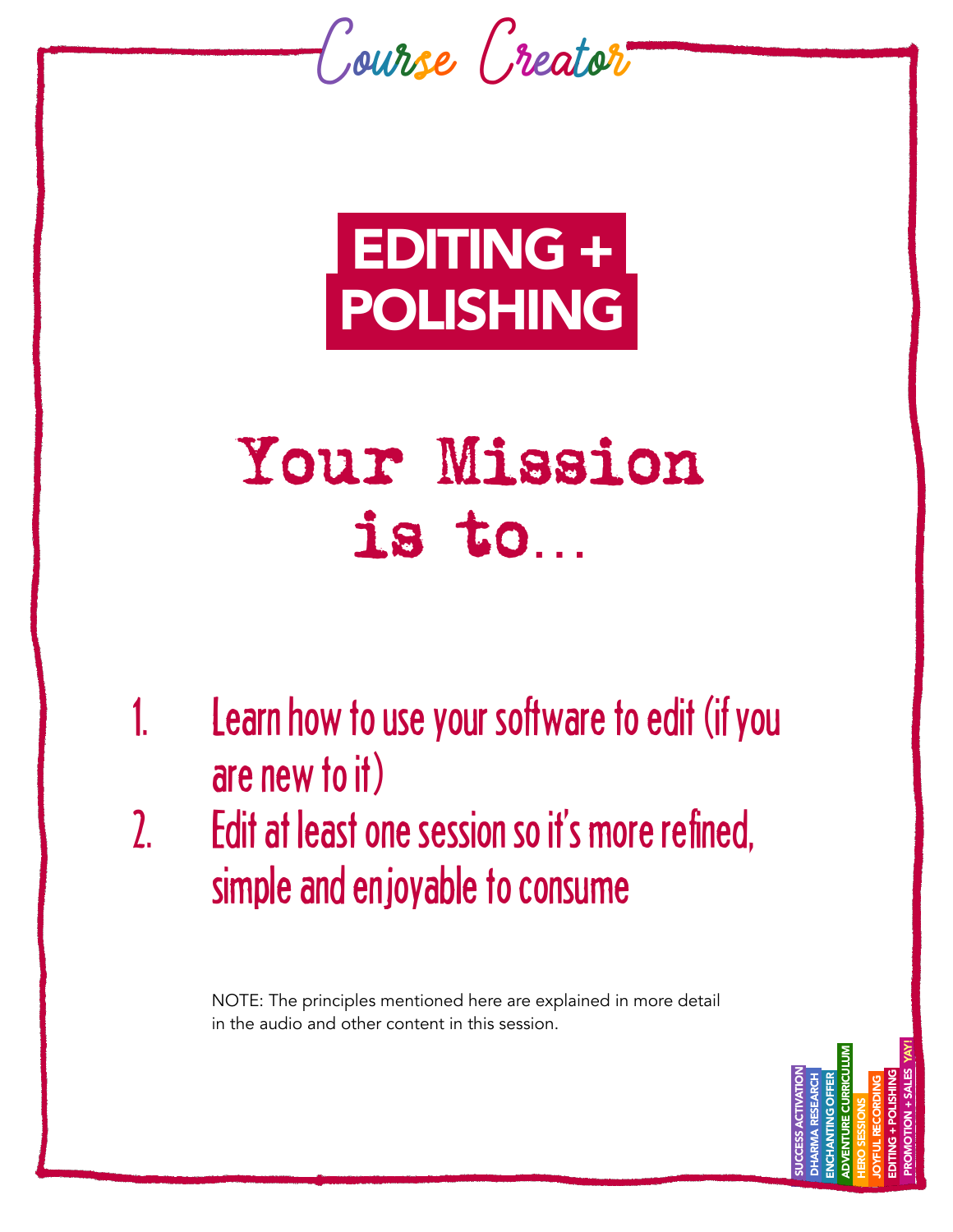Course Creator

# EDITING + POLISHING

## Your Mission is to...

1. Learn how to use your software to edit (if you are new to it)
2. Edit at least one session so it's more refined, simple and enjoyable to consume

NOTE: The principles mentioned here are explained in more detail in the audio and other content in this session.

SUCCESS ACTIVATION | DHARMA RESEARCH | ENCHANTING OFFER | ADVENTURE CURRICULUM | HERO SESSIONS | JOYFUL RECORDING | EDITING + POLISHING | PROMOTION + SALES | YAY!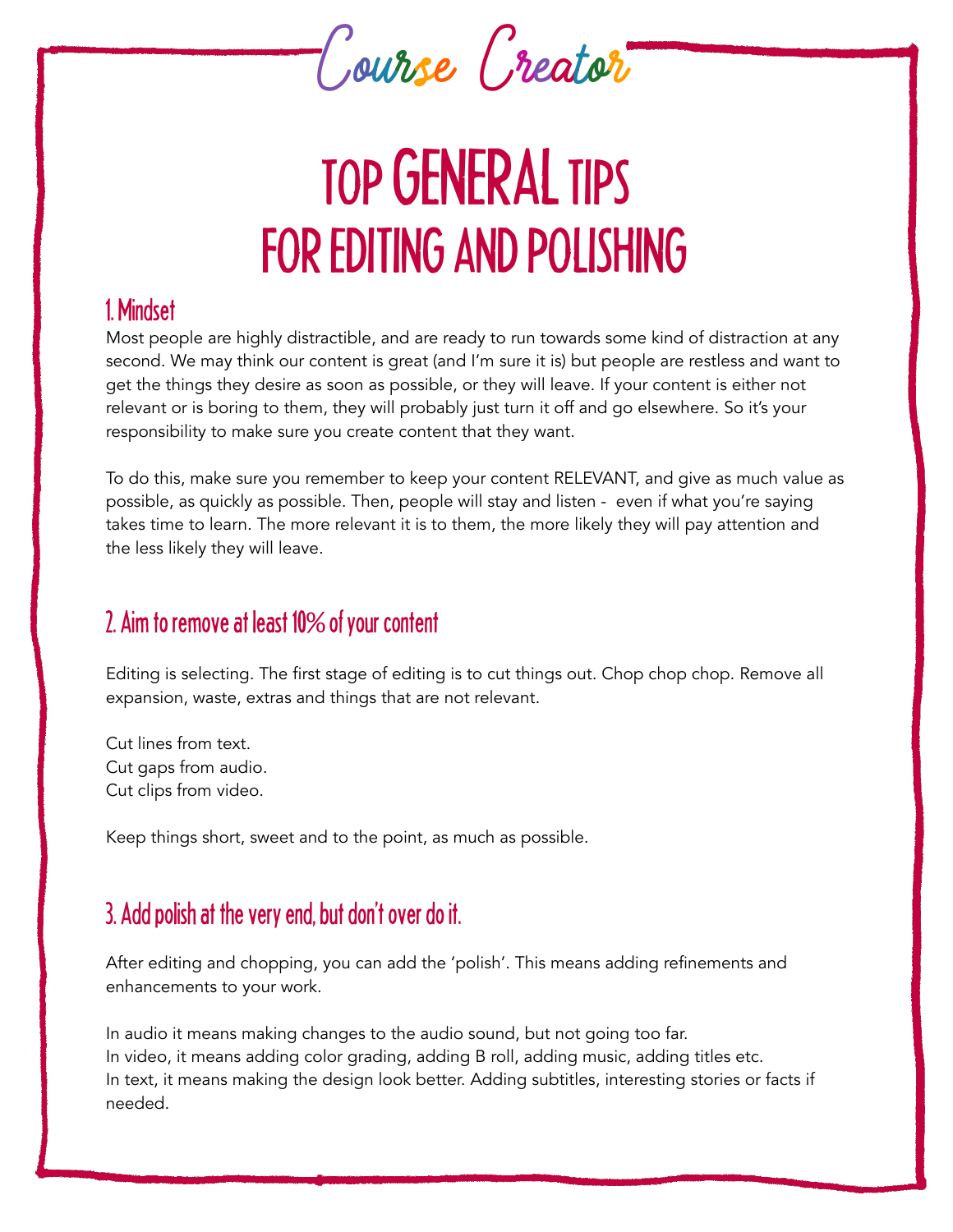Course Creator

# TOP GENERAL TIPS FOR EDITING AND POLISHING

## 1. Mindset

Most people are highly distractible, and are ready to run towards some kind of distraction at any second. We may think our content is great (and I'm sure it is) but people are restless and want to get the things they desire as soon as possible, or they will leave. If your content is either not relevant or is boring to them, they will probably just turn it off and go elsewhere. So it's your responsibility to make sure you create content that they want.

To do this, make sure you remember to keep your content RELEVANT, and give as much value as possible, as quickly as possible. Then, people will stay and listen - even if what you're saying takes time to learn. The more relevant it is to them, the more likely they will pay attention and the less likely they will leave.

## 2. Aim to remove at least 10% of your content

Editing is selecting. The first stage of editing is to cut things out. Chop chop chop. Remove all expansion, waste, extras and things that are not relevant.

Cut lines from text.
Cut gaps from audio.
Cut clips from video.

Keep things short, sweet and to the point, as much as possible.

## 3. Add polish at the very end, but don't over do it.

After editing and chopping, you can add the 'polish'. This means adding refinements and enhancements to your work.

In audio it means making changes to the audio sound, but not going too far.
In video, it means adding color grading, adding B roll, adding music, adding titles etc.
In text, it means making the design look better. Adding subtitles, interesting stories or facts if needed.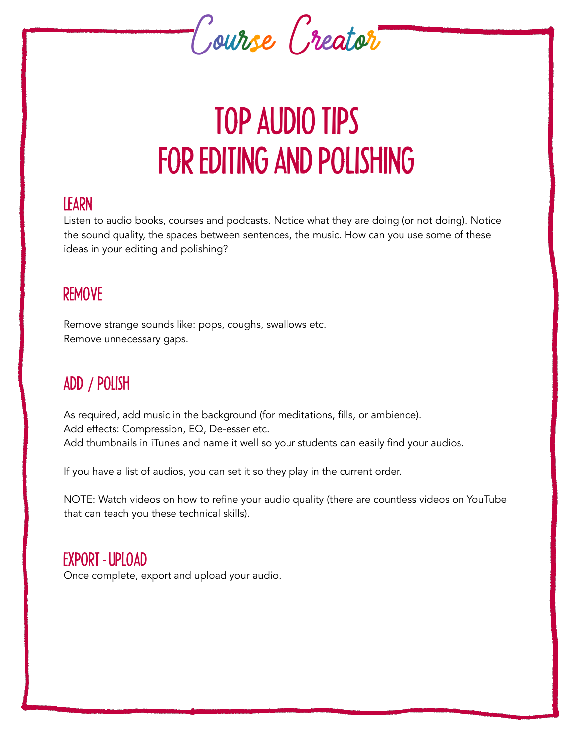Course Creator

# TOP AUDIO TIPS FOR EDITING AND POLISHING

## LEARN

Listen to audio books, courses and podcasts. Notice what they are doing (or not doing). Notice the sound quality, the spaces between sentences, the music. How can you use some of these ideas in your editing and polishing?

## REMOVE

Remove strange sounds like: pops, coughs, swallows etc.
Remove unnecessary gaps.

## ADD / POLISH

As required, add music in the background (for meditations, fills, or ambience).
Add effects: Compression, EQ, De-esser etc.
Add thumbnails in iTunes and name it well so your students can easily find your audios.

If you have a list of audios, you can set it so they play in the current order.

NOTE: Watch videos on how to refine your audio quality (there are countless videos on YouTube that can teach you these technical skills).

## EXPORT - UPLOAD

Once complete, export and upload your audio.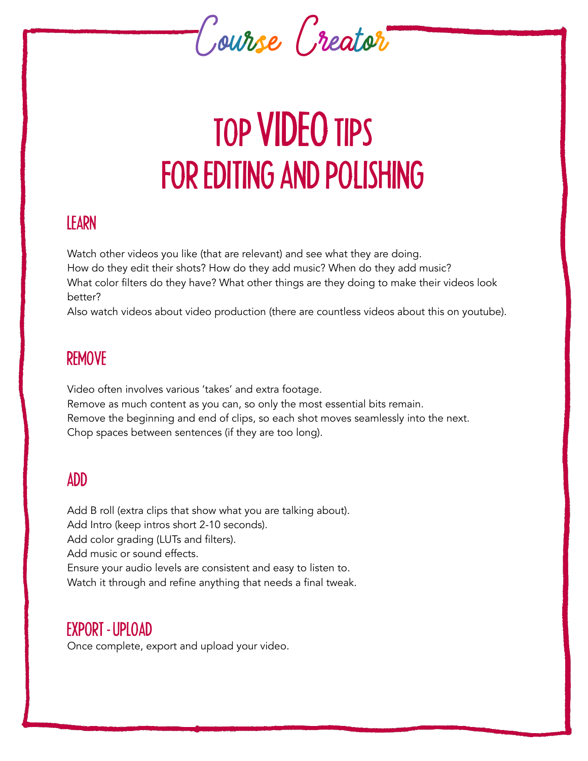Course Creator

# TOP VIDEO TIPS FOR EDITING AND POLISHING

## LEARN

Watch other videos you like (that are relevant) and see what they are doing.
How do they edit their shots? How do they add music? When do they add music?
What color filters do they have? What other things are they doing to make their videos look better?
Also watch videos about video production (there are countless videos about this on youtube).

## REMOVE

Video often involves various 'takes' and extra footage.
Remove as much content as you can, so only the most essential bits remain.
Remove the beginning and end of clips, so each shot moves seamlessly into the next.
Chop spaces between sentences (if they are too long).

## ADD

Add B roll (extra clips that show what you are talking about).
Add Intro (keep intros short 2-10 seconds).
Add color grading (LUTs and filters).
Add music or sound effects.
Ensure your audio levels are consistent and easy to listen to.
Watch it through and refine anything that needs a final tweak.

## EXPORT - UPLOAD

Once complete, export and upload your video.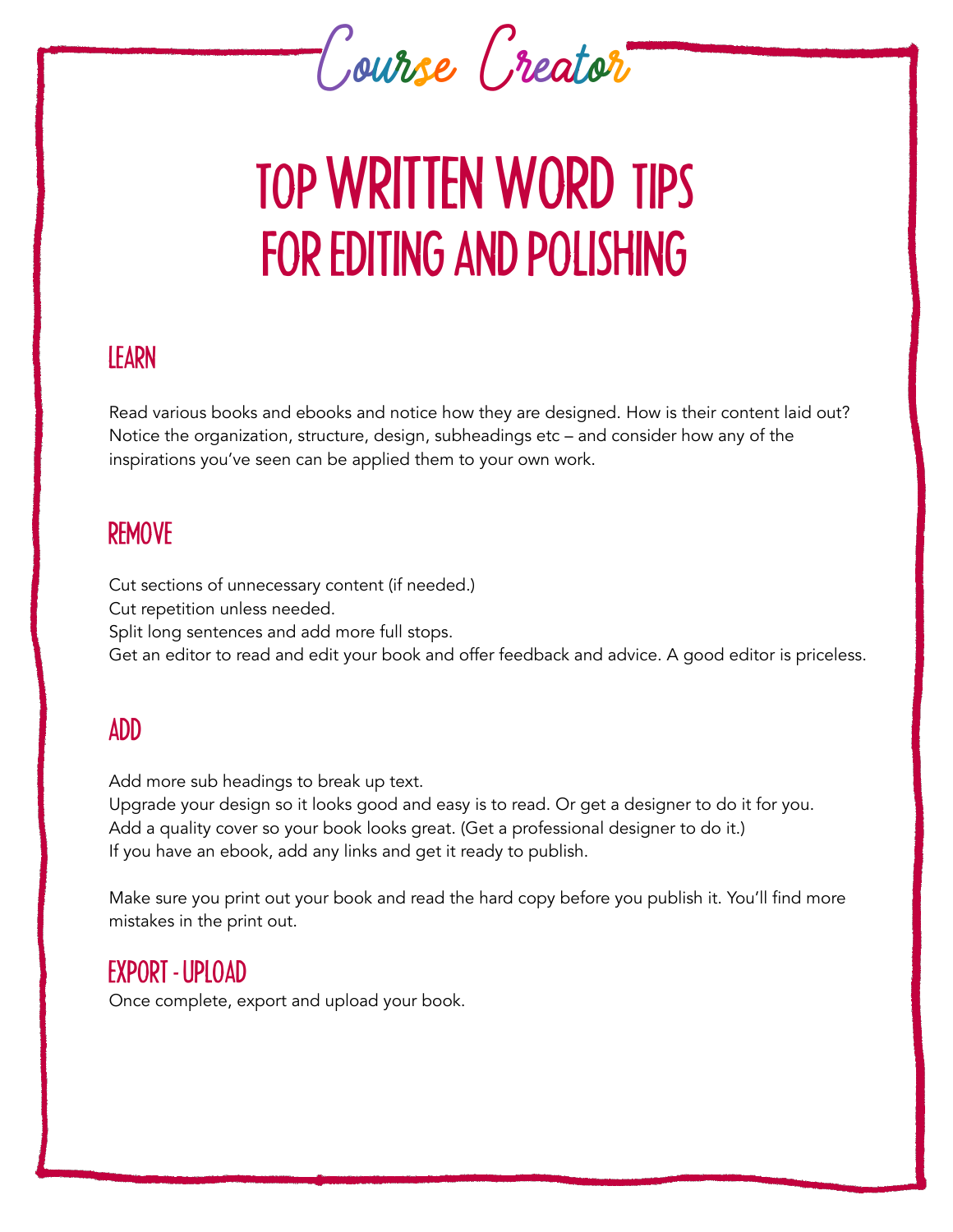Course Creator

# TOP WRITTEN WORD TIPS FOR EDITING AND POLISHING

## LEARN

Read various books and ebooks and notice how they are designed. How is their content laid out? Notice the organization, structure, design, subheadings etc – and consider how any of the inspirations you've seen can be applied them to your own work.

## REMOVE

Cut sections of unnecessary content (if needed.)
Cut repetition unless needed.
Split long sentences and add more full stops.
Get an editor to read and edit your book and offer feedback and advice. A good editor is priceless.

## ADD

Add more sub headings to break up text.
Upgrade your design so it looks good and easy is to read. Or get a designer to do it for you.
Add a quality cover so your book looks great. (Get a professional designer to do it.)
If you have an ebook, add any links and get it ready to publish.

Make sure you print out your book and read the hard copy before you publish it. You'll find more mistakes in the print out.

## EXPORT - UPLOAD

Once complete, export and upload your book.